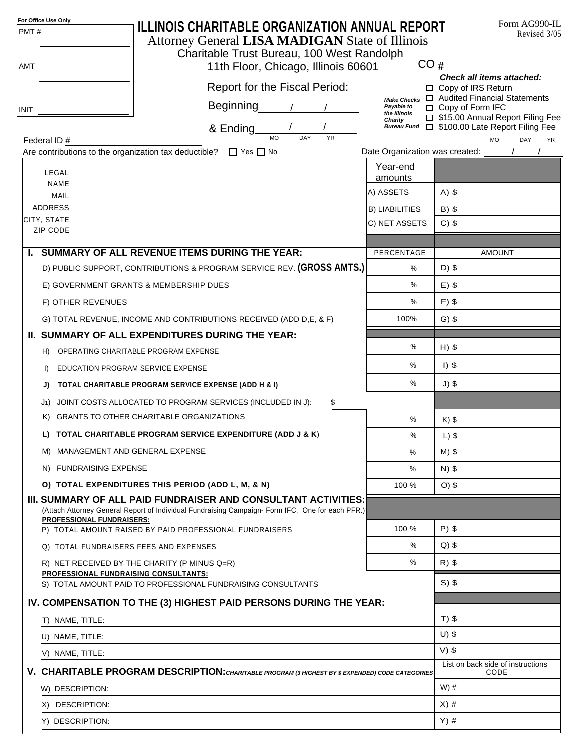For Office Use Only

PMT # ____________

AMT ____________

INIT ____________

# ILLINOIS CHARITABLE ORGANIZATION ANNUAL REPORT

Attorney General **LISA MADIGAN** State of Illinois
Charitable Trust Bureau, 100 West Randolph
11th Floor, Chicago, Illinois 60601

Form AG990-IL
Revised 3/05

CO # ____________

Report for the Fiscal Period:

Beginning ____ / ____ / ____

& Ending ____ / ____ / ____
MO DAY YR

*Make Checks Payable to the Illinois Charity Bureau Fund*

***Check all items attached:***

- ☐ Copy of IRS Return
- ☐ Audited Financial Statements
- ☐ Copy of Form IFC
- ☐ $15.00 Annual Report Filing Fee
- ☐ $100.00 Late Report Filing Fee

Federal ID # ____________

Are contributions to the organization tax deductible? ☐ Yes ☐ No

Date Organization was created: ____ / ____ / ____
MO DAY YR

| LEGAL NAME<br>MAIL ADDRESS<br>CITY, STATE ZIP CODE | Year-end amounts | |
|---|---|---|
| | A) ASSETS | A) $ |
| | B) LIABILITIES | B) $ |
| | C) NET ASSETS | C) $ |

| | PERCENTAGE | AMOUNT |
|---|---|---|
| **I. SUMMARY OF ALL REVENUE ITEMS DURING THE YEAR:** | | |
| D) PUBLIC SUPPORT, CONTRIBUTIONS & PROGRAM SERVICE REV. **(GROSS AMTS.)** | % | D) $ |
| E) GOVERNMENT GRANTS & MEMBERSHIP DUES | % | E) $ |
| F) OTHER REVENUES | % | F) $ |
| G) TOTAL REVENUE, INCOME AND CONTRIBUTIONS RECEIVED (ADD D,E, & F) | 100% | G) $ |
| **II. SUMMARY OF ALL EXPENDITURES DURING THE YEAR:** | | |
| H) OPERATING CHARITABLE PROGRAM EXPENSE | % | H) $ |
| I) EDUCATION PROGRAM SERVICE EXPENSE | % | I) $ |
| **J) TOTAL CHARITABLE PROGRAM SERVICE EXPENSE (ADD H & I)** | % | J) $ |
| J1) JOINT COSTS ALLOCATED TO PROGRAM SERVICES (INCLUDED IN J): $ | | |
| K) GRANTS TO OTHER CHARITABLE ORGANIZATIONS | % | K) $ |
| **L) TOTAL CHARITABLE PROGRAM SERVICE EXPENDITURE (ADD J & K)** | % | L) $ |
| M) MANAGEMENT AND GENERAL EXPENSE | % | M) $ |
| N) FUNDRAISING EXPENSE | % | N) $ |
| **O) TOTAL EXPENDITURES THIS PERIOD (ADD L, M, & N)** | 100 % | O) $ |
| **III. SUMMARY OF ALL PAID FUNDRAISER AND CONSULTANT ACTIVITIES:**<br>(Attach Attorney General Report of Individual Fundraising Campaign- Form IFC. One for each PFR.) | | |
| **PROFESSIONAL FUNDRAISERS:**<br>P) TOTAL AMOUNT RAISED BY PAID PROFESSIONAL FUNDRAISERS | 100 % | P) $ |
| Q) TOTAL FUNDRAISERS FEES AND EXPENSES | % | Q) $ |
| R) NET RECEIVED BY THE CHARITY (P MINUS Q=R) | % | R) $ |
| **PROFESSIONAL FUNDRAISING CONSULTANTS:**<br>S) TOTAL AMOUNT PAID TO PROFESSIONAL FUNDRAISING CONSULTANTS | | S) $ |
| **IV. COMPENSATION TO THE (3) HIGHEST PAID PERSONS DURING THE YEAR:** | | |
| T) NAME, TITLE: | | T) $ |
| U) NAME, TITLE: | | U) $ |
| V) NAME, TITLE: | | V) $ |
| **V. CHARITABLE PROGRAM DESCRIPTION:** *CHARITABLE PROGRAM (3 HIGHEST BY $ EXPENDED) CODE CATEGORIES* | | List on back side of instructions CODE |
| W) DESCRIPTION: | | W) # |
| X) DESCRIPTION: | | X) # |
| Y) DESCRIPTION: | | Y) # |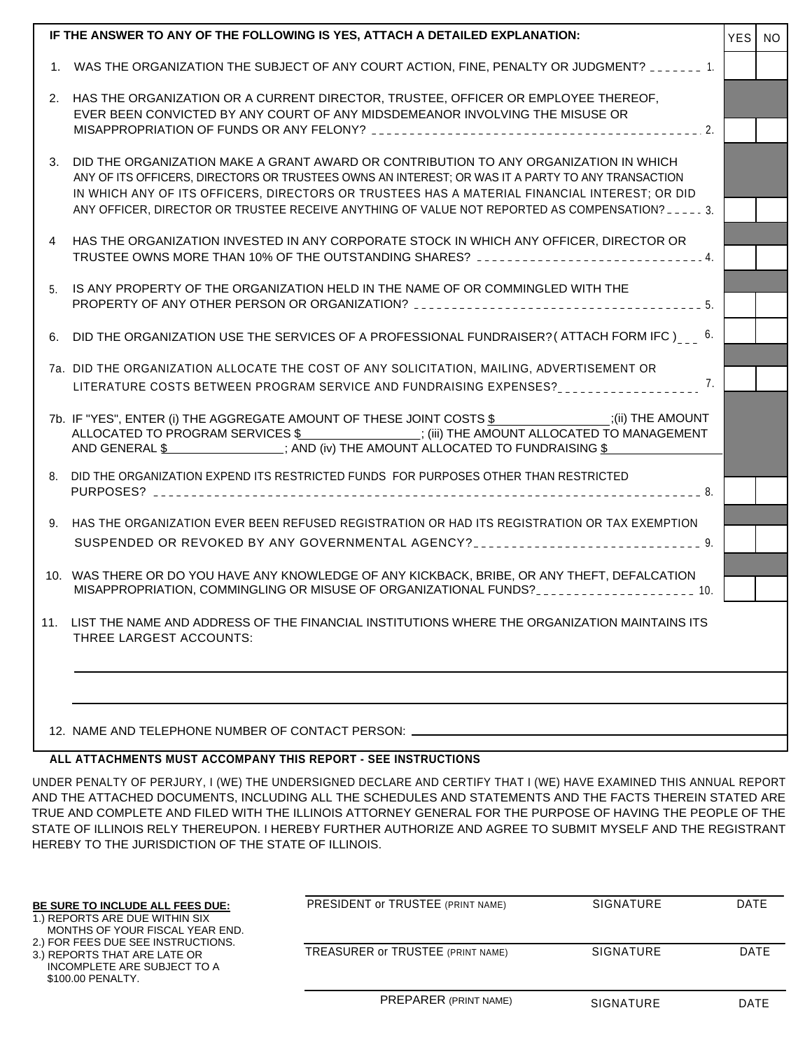| IF THE ANSWER TO ANY OF THE FOLLOWING IS YES, ATTACH A DETAILED EXPLANATION: | YES | NO |
|---|---|---|
| 1. WAS THE ORGANIZATION THE SUBJECT OF ANY COURT ACTION, FINE, PENALTY OR JUDGMENT? 1. | | |
| 2. HAS THE ORGANIZATION OR A CURRENT DIRECTOR, TRUSTEE, OFFICER OR EMPLOYEE THEREOF, EVER BEEN CONVICTED BY ANY COURT OF ANY MIDSDEMEANOR INVOLVING THE MISUSE OR MISAPPROPRIATION OF FUNDS OR ANY FELONY? 2. | | |
| 3. DID THE ORGANIZATION MAKE A GRANT AWARD OR CONTRIBUTION TO ANY ORGANIZATION IN WHICH ANY OF ITS OFFICERS, DIRECTORS OR TRUSTEES OWNS AN INTEREST; OR WAS IT A PARTY TO ANY TRANSACTION IN WHICH ANY OF ITS OFFICERS, DIRECTORS OR TRUSTEES HAS A MATERIAL FINANCIAL INTEREST; OR DID ANY OFFICER, DIRECTOR OR TRUSTEE RECEIVE ANYTHING OF VALUE NOT REPORTED AS COMPENSATION? 3. | | |
| 4 HAS THE ORGANIZATION INVESTED IN ANY CORPORATE STOCK IN WHICH ANY OFFICER, DIRECTOR OR TRUSTEE OWNS MORE THAN 10% OF THE OUTSTANDING SHARES? 4. | | |
| 5. IS ANY PROPERTY OF THE ORGANIZATION HELD IN THE NAME OF OR COMMINGLED WITH THE PROPERTY OF ANY OTHER PERSON OR ORGANIZATION? 5. | | |
| 6. DID THE ORGANIZATION USE THE SERVICES OF A PROFESSIONAL FUNDRAISER? ( ATTACH FORM IFC ) 6. | | |
| 7a. DID THE ORGANIZATION ALLOCATE THE COST OF ANY SOLICITATION, MAILING, ADVERTISEMENT OR LITERATURE COSTS BETWEEN PROGRAM SERVICE AND FUNDRAISING EXPENSES? 7. | | |
| 7b. IF "YES", ENTER (i) THE AGGREGATE AMOUNT OF THESE JOINT COSTS $________ ;(ii) THE AMOUNT ALLOCATED TO PROGRAM SERVICES $________; (iii) THE AMOUNT ALLOCATED TO MANAGEMENT AND GENERAL $________; AND (iv) THE AMOUNT ALLOCATED TO FUNDRAISING $________ | | |
| 8. DID THE ORGANIZATION EXPEND ITS RESTRICTED FUNDS FOR PURPOSES OTHER THAN RESTRICTED PURPOSES? 8. | | |
| 9. HAS THE ORGANIZATION EVER BEEN REFUSED REGISTRATION OR HAD ITS REGISTRATION OR TAX EXEMPTION SUSPENDED OR REVOKED BY ANY GOVERNMENTAL AGENCY? 9. | | |
| 10. WAS THERE OR DO YOU HAVE ANY KNOWLEDGE OF ANY KICKBACK, BRIBE, OR ANY THEFT, DEFALCATION MISAPPROPRIATION, COMMINGLING OR MISUSE OF ORGANIZATIONAL FUNDS? 10. | | |

11. LIST THE NAME AND ADDRESS OF THE FINANCIAL INSTITUTIONS WHERE THE ORGANIZATION MAINTAINS ITS THREE LARGEST ACCOUNTS:

______________________________________________

______________________________________________

12. NAME AND TELEPHONE NUMBER OF CONTACT PERSON: ______________________________

**ALL ATTACHMENTS MUST ACCOMPANY THIS REPORT - SEE INSTRUCTIONS**

UNDER PENALTY OF PERJURY, I (WE) THE UNDERSIGNED DECLARE AND CERTIFY THAT I (WE) HAVE EXAMINED THIS ANNUAL REPORT AND THE ATTACHED DOCUMENTS, INCLUDING ALL THE SCHEDULES AND STATEMENTS AND THE FACTS THEREIN STATED ARE TRUE AND COMPLETE AND FILED WITH THE ILLINOIS ATTORNEY GENERAL FOR THE PURPOSE OF HAVING THE PEOPLE OF THE STATE OF ILLINOIS RELY THEREUPON. I HEREBY FURTHER AUTHORIZE AND AGREE TO SUBMIT MYSELF AND THE REGISTRANT HEREBY TO THE JURISDICTION OF THE STATE OF ILLINOIS.

**BE SURE TO INCLUDE ALL FEES DUE:**

1.) REPORTS ARE DUE WITHIN SIX MONTHS OF YOUR FISCAL YEAR END.
2.) FOR FEES DUE SEE INSTRUCTIONS.
3.) REPORTS THAT ARE LATE OR INCOMPLETE ARE SUBJECT TO A $100.00 PENALTY.

| | | |
|---|---|---|
| PRESIDENT or TRUSTEE (PRINT NAME) | SIGNATURE | DATE |
| TREASURER or TRUSTEE (PRINT NAME) | SIGNATURE | DATE |
| PREPARER (PRINT NAME) | SIGNATURE | DATE |